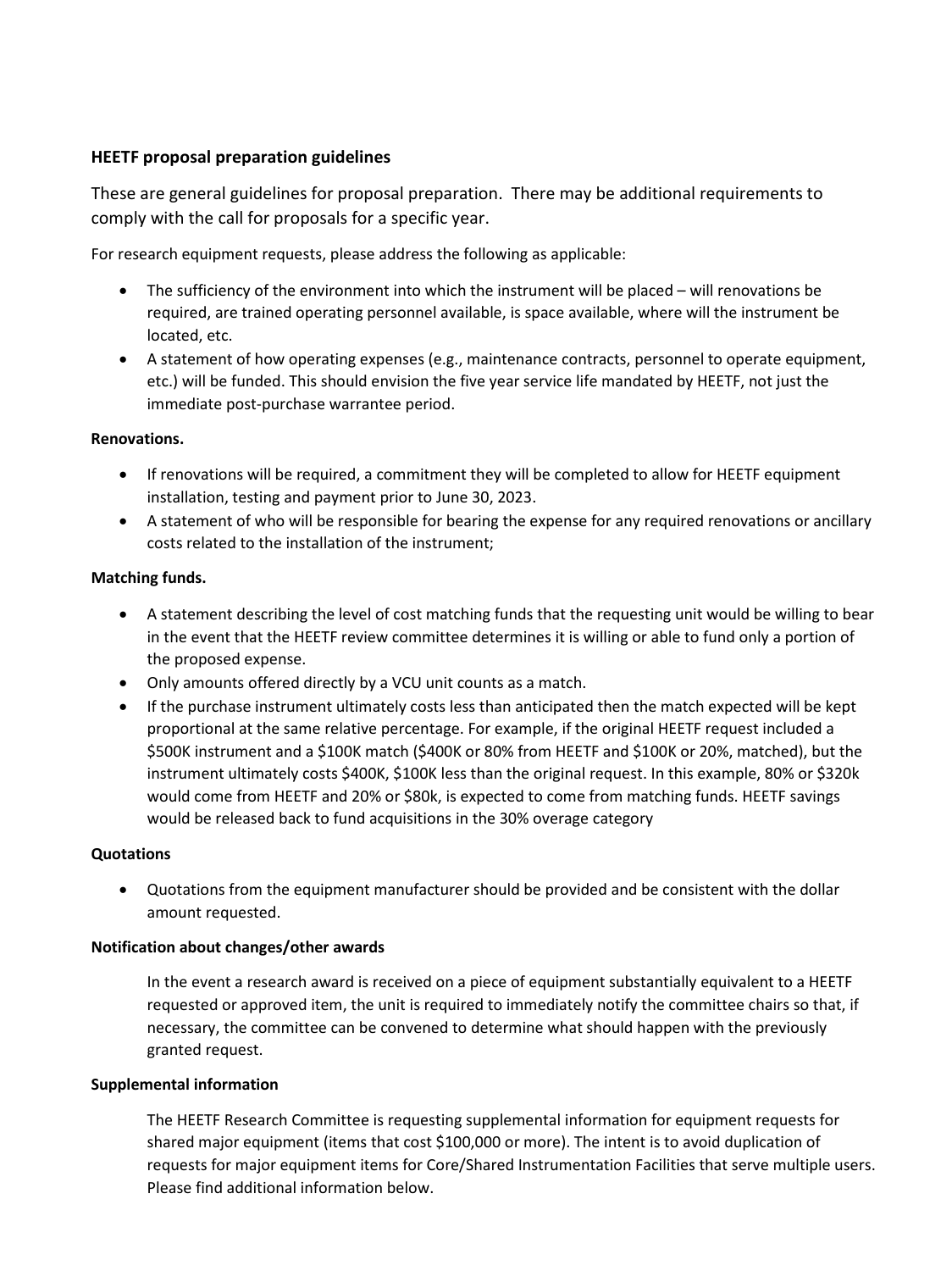### HEETF proposal preparation guidelines

These are general guidelines for proposal preparation. There may be additional requirements to comply with the call for proposals for a specific year.

For research equipment requests, please address the following as applicable:

- The sufficiency of the environment into which the instrument will be placed – will renovations be required, are trained operating personnel available, is space available, where will the instrument be located, etc.
- A statement of how operating expenses (e.g., maintenance contracts, personnel to operate equipment, etc.) will be funded. This should envision the five year service life mandated by HEETF, not just the immediate post-purchase warrantee period.

**Renovations.**

- If renovations will be required, a commitment they will be completed to allow for HEETF equipment installation, testing and payment prior to June 30, 2023.
- A statement of who will be responsible for bearing the expense for any required renovations or ancillary costs related to the installation of the instrument;

**Matching funds.**

- A statement describing the level of cost matching funds that the requesting unit would be willing to bear in the event that the HEETF review committee determines it is willing or able to fund only a portion of the proposed expense.
- Only amounts offered directly by a VCU unit counts as a match.
- If the purchase instrument ultimately costs less than anticipated then the match expected will be kept proportional at the same relative percentage. For example, if the original HEETF request included a $500K instrument and a $100K match ($400K or 80% from HEETF and $100K or 20%, matched), but the instrument ultimately costs $400K, $100K less than the original request. In this example, 80% or $320k would come from HEETF and 20% or $80k, is expected to come from matching funds. HEETF savings would be released back to fund acquisitions in the 30% overage category

**Quotations**

- Quotations from the equipment manufacturer should be provided and be consistent with the dollar amount requested.

**Notification about changes/other awards**

In the event a research award is received on a piece of equipment substantially equivalent to a HEETF requested or approved item, the unit is required to immediately notify the committee chairs so that, if necessary, the committee can be convened to determine what should happen with the previously granted request.

**Supplemental information**

The HEETF Research Committee is requesting supplemental information for equipment requests for shared major equipment (items that cost $100,000 or more). The intent is to avoid duplication of requests for major equipment items for Core/Shared Instrumentation Facilities that serve multiple users. Please find additional information below.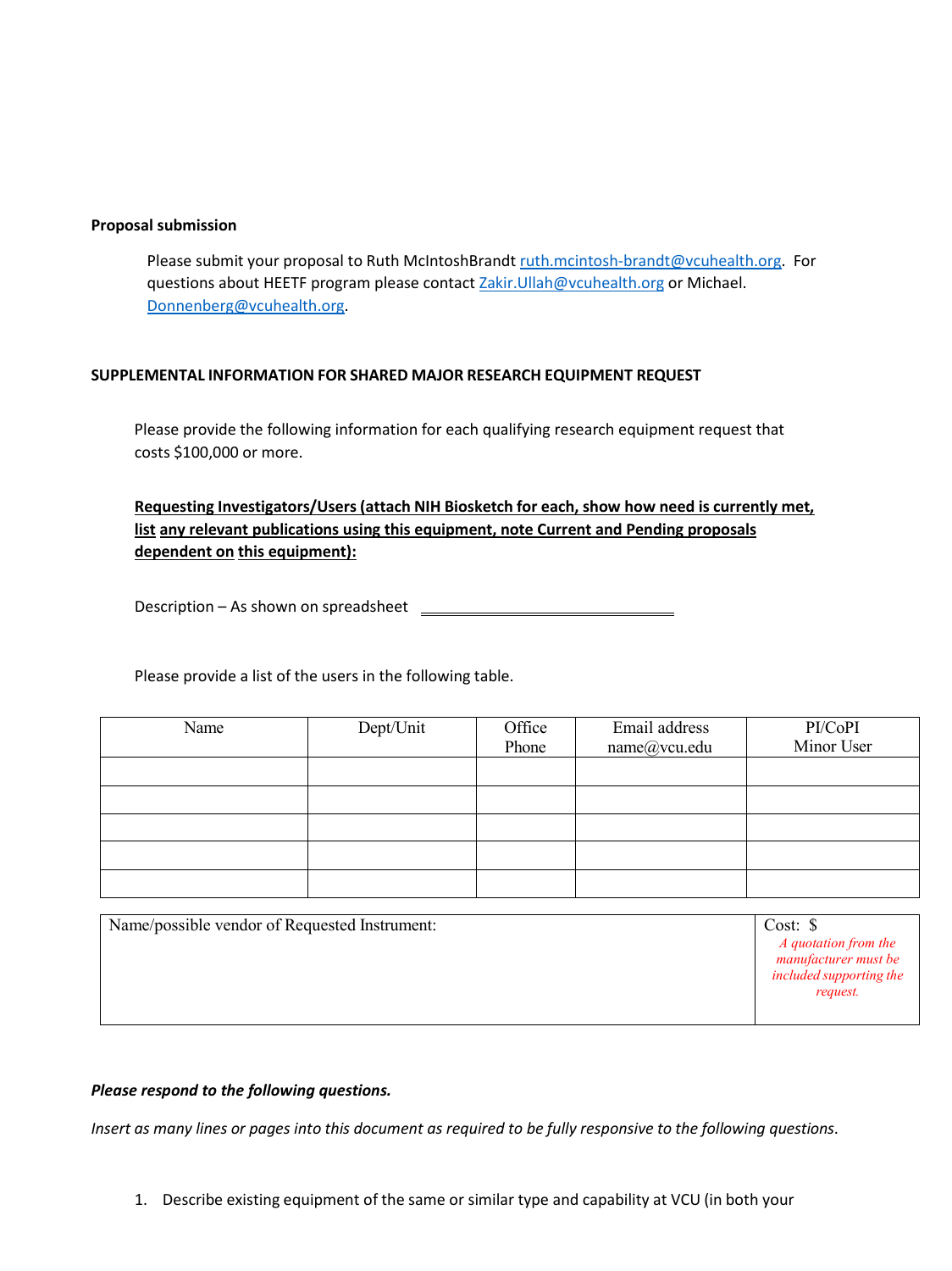**Proposal submission**

Please submit your proposal to Ruth McIntoshBrandt ruth.mcintosh-brandt@vcuhealth.org. For questions about HEETF program please contact Zakir.Ullah@vcuhealth.org or Michael. Donnenberg@vcuhealth.org.

**SUPPLEMENTAL INFORMATION FOR SHARED MAJOR RESEARCH EQUIPMENT REQUEST**

Please provide the following information for each qualifying research equipment request that costs $100,000 or more.

**Requesting Investigators/Users (attach NIH Biosketch for each, show how need is currently met, list any relevant publications using this equipment, note Current and Pending proposals dependent on this equipment):**

Description – As shown on spreadsheet ______________________________

Please provide a list of the users in the following table.

| Name | Dept/Unit | Office Phone | Email address name@vcu.edu | PI/CoPI Minor User |
|---|---|---|---|---|
| | | | | |
| | | | | |
| | | | | |
| | | | | |
| | | | | |

| Name/possible vendor of Requested Instrument: | Cost: $ *A quotation from the manufacturer must be included supporting the request.* |
|---|---|

***Please respond to the following questions.***

*Insert as many lines or pages into this document as required to be fully responsive to the following questions.*

1. Describe existing equipment of the same or similar type and capability at VCU (in both your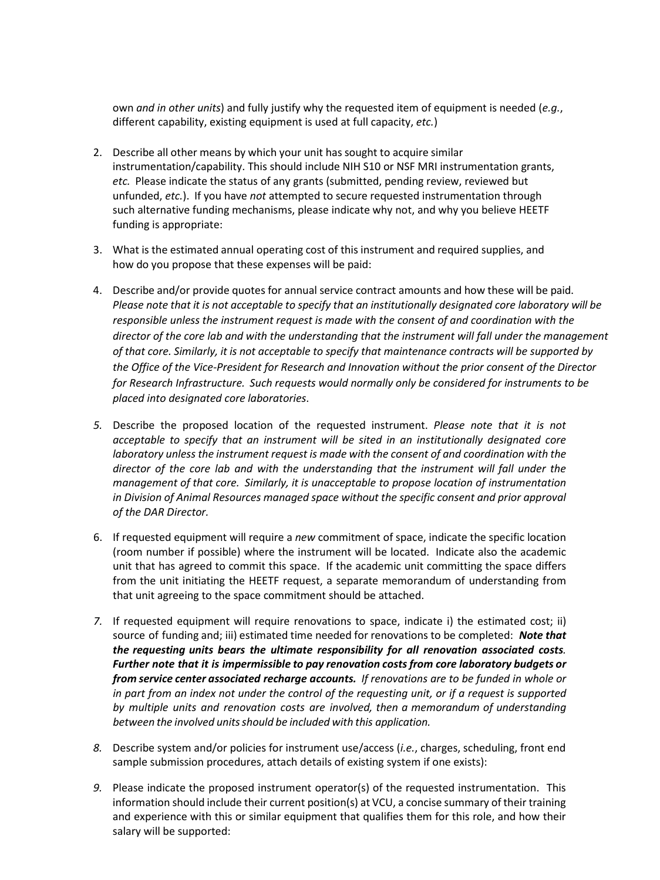own *and in other units*) and fully justify why the requested item of equipment is needed (*e.g.*, different capability, existing equipment is used at full capacity, *etc.*)

2. Describe all other means by which your unit has sought to acquire similar instrumentation/capability. This should include NIH S10 or NSF MRI instrumentation grants, *etc.* Please indicate the status of any grants (submitted, pending review, reviewed but unfunded, *etc.*). If you have *not* attempted to secure requested instrumentation through such alternative funding mechanisms, please indicate why not, and why you believe HEETF funding is appropriate:

3. What is the estimated annual operating cost of this instrument and required supplies, and how do you propose that these expenses will be paid:

4. Describe and/or provide quotes for annual service contract amounts and how these will be paid. *Please note that it is not acceptable to specify that an institutionally designated core laboratory will be responsible unless the instrument request is made with the consent of and coordination with the director of the core lab and with the understanding that the instrument will fall under the management of that core. Similarly, it is not acceptable to specify that maintenance contracts will be supported by the Office of the Vice-President for Research and Innovation without the prior consent of the Director for Research Infrastructure. Such requests would normally only be considered for instruments to be placed into designated core laboratories*.

5. Describe the proposed location of the requested instrument. *Please note that it is not acceptable to specify that an instrument will be sited in an institutionally designated core laboratory unless the instrument request is made with the consent of and coordination with the director of the core lab and with the understanding that the instrument will fall under the management of that core. Similarly, it is unacceptable to propose location of instrumentation in Division of Animal Resources managed space without the specific consent and prior approval of the DAR Director.*

6. If requested equipment will require a *new* commitment of space, indicate the specific location (room number if possible) where the instrument will be located. Indicate also the academic unit that has agreed to commit this space. If the academic unit committing the space differs from the unit initiating the HEETF request, a separate memorandum of understanding from that unit agreeing to the space commitment should be attached.

7. If requested equipment will require renovations to space, indicate i) the estimated cost; ii) source of funding and; iii) estimated time needed for renovations to be completed: ***Note that the requesting units bears the ultimate responsibility for all renovation associated costs. Further note that it is impermissible to pay renovation costs from core laboratory budgets or from service center associated recharge accounts.*** *If renovations are to be funded in whole or in part from an index not under the control of the requesting unit, or if a request is supported by multiple units and renovation costs are involved, then a memorandum of understanding between the involved units should be included with this application.*

8. Describe system and/or policies for instrument use/access (*i.e.*, charges, scheduling, front end sample submission procedures, attach details of existing system if one exists):

9. Please indicate the proposed instrument operator(s) of the requested instrumentation. This information should include their current position(s) at VCU, a concise summary of their training and experience with this or similar equipment that qualifies them for this role, and how their salary will be supported: